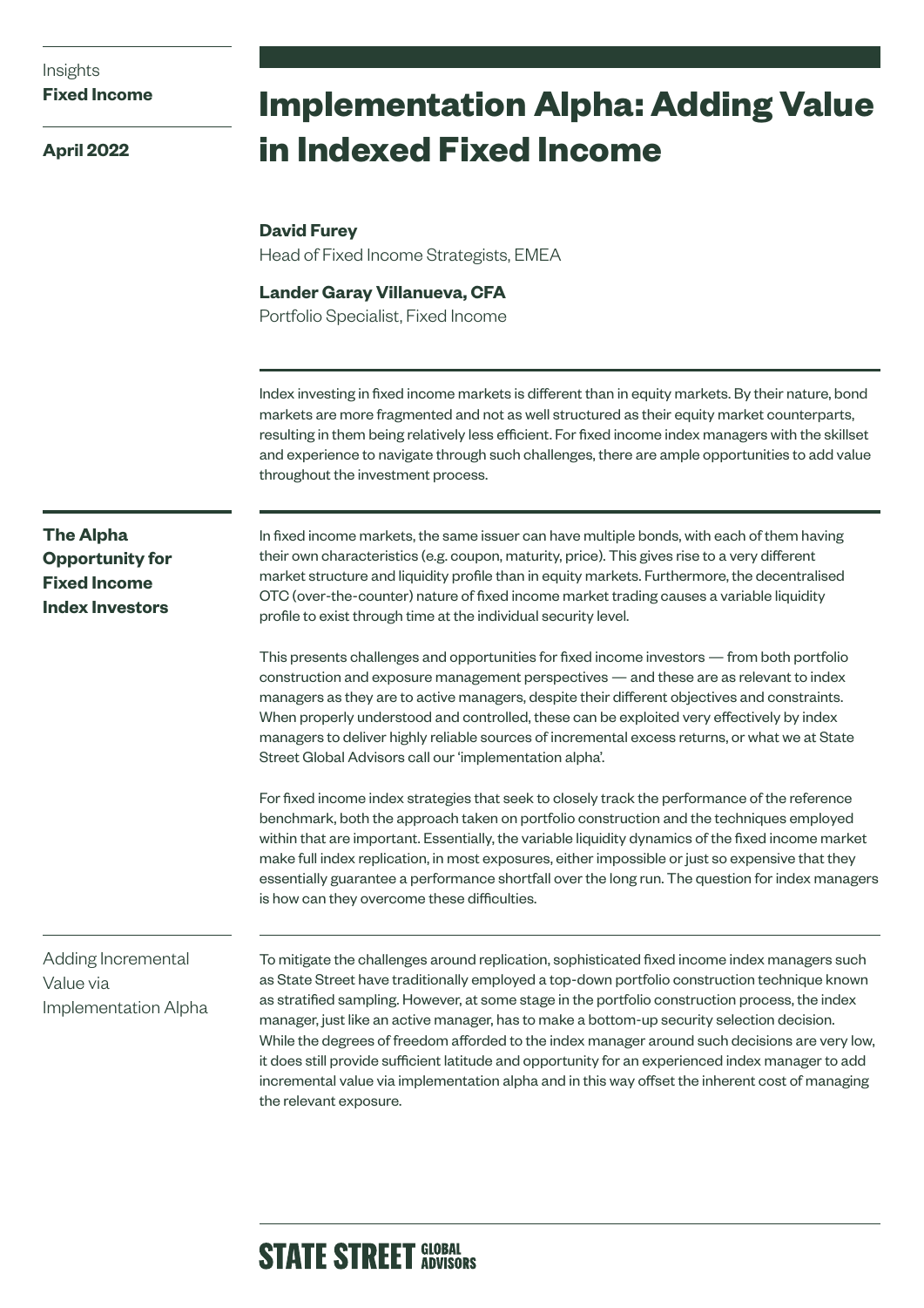Insights
**Fixed Income**

**April 2022**

# Implementation Alpha: Adding Value in Indexed Fixed Income

**David Furey**
Head of Fixed Income Strategists, EMEA

**Lander Garay Villanueva, CFA**
Portfolio Specialist, Fixed Income

Index investing in fixed income markets is different than in equity markets. By their nature, bond markets are more fragmented and not as well structured as their equity market counterparts, resulting in them being relatively less efficient. For fixed income index managers with the skillset and experience to navigate through such challenges, there are ample opportunities to add value throughout the investment process.

## The Alpha Opportunity for Fixed Income Index Investors

In fixed income markets, the same issuer can have multiple bonds, with each of them having their own characteristics (e.g. coupon, maturity, price). This gives rise to a very different market structure and liquidity profile than in equity markets. Furthermore, the decentralised OTC (over-the-counter) nature of fixed income market trading causes a variable liquidity profile to exist through time at the individual security level.

This presents challenges and opportunities for fixed income investors — from both portfolio construction and exposure management perspectives — and these are as relevant to index managers as they are to active managers, despite their different objectives and constraints. When properly understood and controlled, these can be exploited very effectively by index managers to deliver highly reliable sources of incremental excess returns, or what we at State Street Global Advisors call our 'implementation alpha'.

For fixed income index strategies that seek to closely track the performance of the reference benchmark, both the approach taken on portfolio construction and the techniques employed within that are important. Essentially, the variable liquidity dynamics of the fixed income market make full index replication, in most exposures, either impossible or just so expensive that they essentially guarantee a performance shortfall over the long run. The question for index managers is how can they overcome these difficulties.

### Adding Incremental Value via Implementation Alpha

To mitigate the challenges around replication, sophisticated fixed income index managers such as State Street have traditionally employed a top-down portfolio construction technique known as stratified sampling. However, at some stage in the portfolio construction process, the index manager, just like an active manager, has to make a bottom-up security selection decision. While the degrees of freedom afforded to the index manager around such decisions are very low, it does still provide sufficient latitude and opportunity for an experienced index manager to add incremental value via implementation alpha and in this way offset the inherent cost of managing the relevant exposure.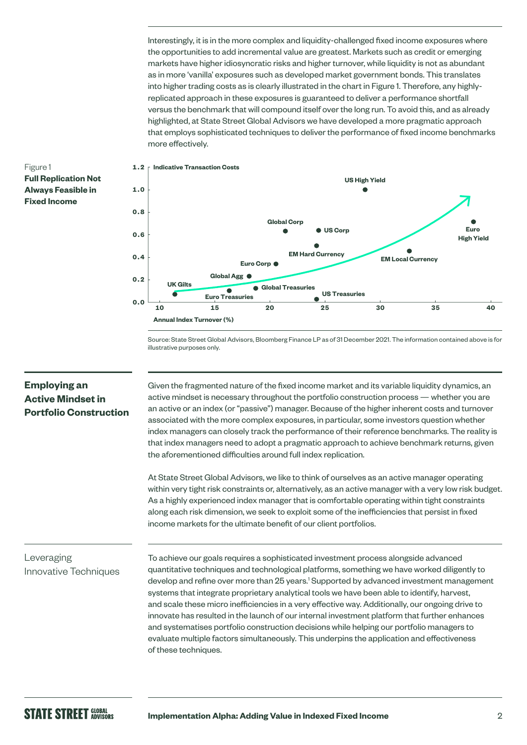Interestingly, it is in the more complex and liquidity-challenged fixed income exposures where the opportunities to add incremental value are greatest. Markets such as credit or emerging markets have higher idiosyncratic risks and higher turnover, while liquidity is not as abundant as in more 'vanilla' exposures such as developed market government bonds. This translates into higher trading costs as is clearly illustrated in the chart in Figure 1. Therefore, any highly-replicated approach in these exposures is guaranteed to deliver a performance shortfall versus the benchmark that will compound itself over the long run. To avoid this, and as already highlighted, at State Street Global Advisors we have developed a more pragmatic approach that employs sophisticated techniques to deliver the performance of fixed income benchmarks more effectively.

Figure 1
**Full Replication Not Always Feasible in Fixed Income**

Indicative Transaction Costs
1.2
1.0
0.8
0.6
0.4
0.2
0.0
10
15
20
25
30
35
40
Annual Index Turnover (%)
US High Yield
Global Corp
US Corp
Euro High Yield
EM Hard Currency
EM Local Currency
Euro Corp
Global Agg
UK Gilts
Global Treasuries
Euro Treasuries
US Treasuries

Source: State Street Global Advisors, Bloomberg Finance LP as of 31 December 2021. The information contained above is for illustrative purposes only.

## Employing an Active Mindset in Portfolio Construction

Given the fragmented nature of the fixed income market and its variable liquidity dynamics, an active mindset is necessary throughout the portfolio construction process — whether you are an active or an index (or "passive") manager. Because of the higher inherent costs and turnover associated with the more complex exposures, in particular, some investors question whether index managers can closely track the performance of their reference benchmarks. The reality is that index managers need to adopt a pragmatic approach to achieve benchmark returns, given the aforementioned difficulties around full index replication.

At State Street Global Advisors, we like to think of ourselves as an active manager operating within very tight risk constraints or, alternatively, as an active manager with a very low risk budget. As a highly experienced index manager that is comfortable operating within tight constraints along each risk dimension, we seek to exploit some of the inefficiencies that persist in fixed income markets for the ultimate benefit of our client portfolios.

### Leveraging Innovative Techniques

To achieve our goals requires a sophisticated investment process alongside advanced quantitative techniques and technological platforms, something we have worked diligently to develop and refine over more than 25 years.[1] Supported by advanced investment management systems that integrate proprietary analytical tools we have been able to identify, harvest, and scale these micro inefficiencies in a very effective way. Additionally, our ongoing drive to innovate has resulted in the launch of our internal investment platform that further enhances and systematises portfolio construction decisions while helping our portfolio managers to evaluate multiple factors simultaneously. This underpins the application and effectiveness of these techniques.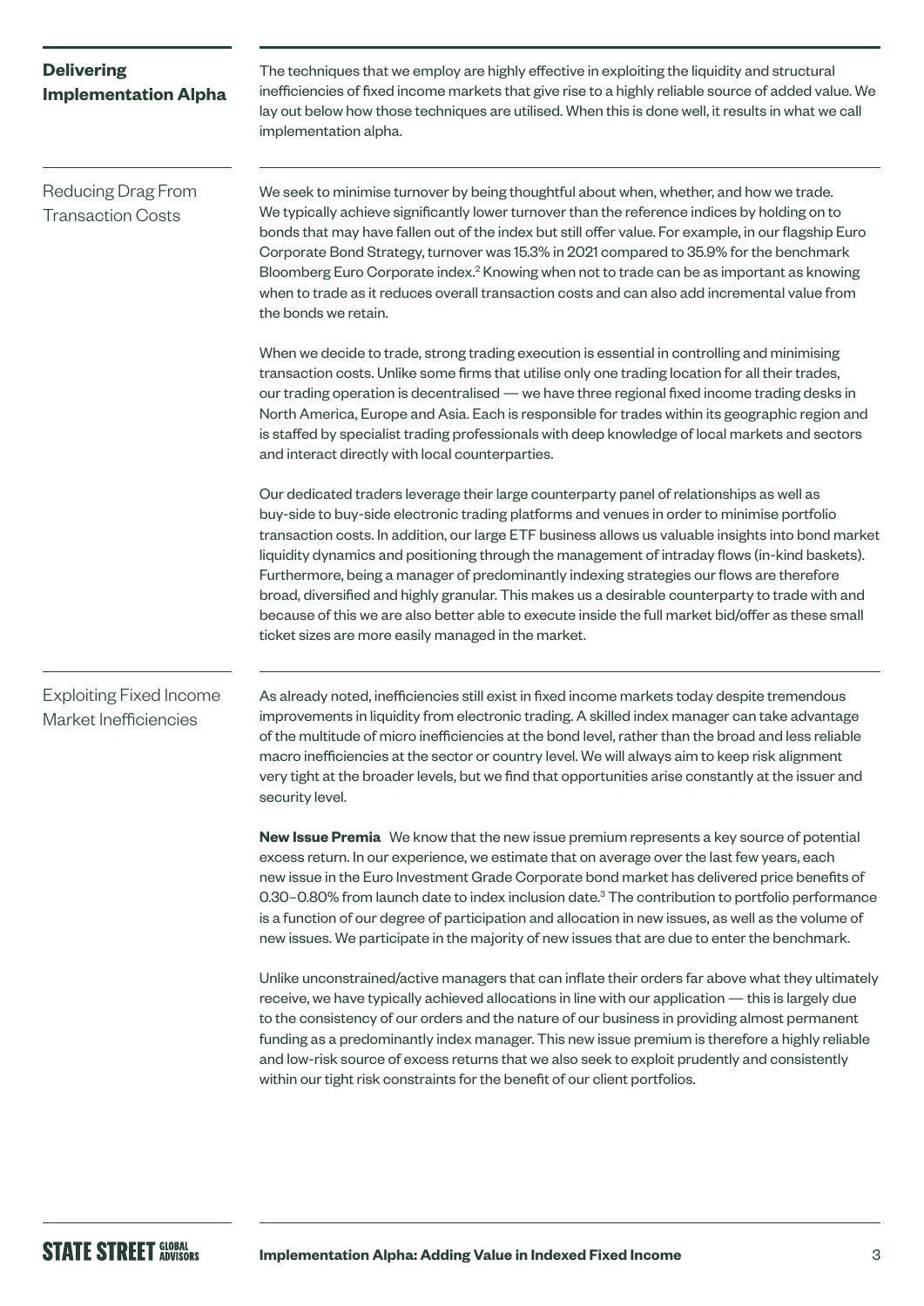## Delivering Implementation Alpha

The techniques that we employ are highly effective in exploiting the liquidity and structural inefficiencies of fixed income markets that give rise to a highly reliable source of added value. We lay out below how those techniques are utilised. When this is done well, it results in what we call implementation alpha.

## Reducing Drag From Transaction Costs

We seek to minimise turnover by being thoughtful about when, whether, and how we trade. We typically achieve significantly lower turnover than the reference indices by holding on to bonds that may have fallen out of the index but still offer value. For example, in our flagship Euro Corporate Bond Strategy, turnover was 15.3% in 2021 compared to 35.9% for the benchmark Bloomberg Euro Corporate index.[2] Knowing when not to trade can be as important as knowing when to trade as it reduces overall transaction costs and can also add incremental value from the bonds we retain.

When we decide to trade, strong trading execution is essential in controlling and minimising transaction costs. Unlike some firms that utilise only one trading location for all their trades, our trading operation is decentralised — we have three regional fixed income trading desks in North America, Europe and Asia. Each is responsible for trades within its geographic region and is staffed by specialist trading professionals with deep knowledge of local markets and sectors and interact directly with local counterparties.

Our dedicated traders leverage their large counterparty panel of relationships as well as buy-side to buy-side electronic trading platforms and venues in order to minimise portfolio transaction costs. In addition, our large ETF business allows us valuable insights into bond market liquidity dynamics and positioning through the management of intraday flows (in-kind baskets). Furthermore, being a manager of predominantly indexing strategies our flows are therefore broad, diversified and highly granular. This makes us a desirable counterparty to trade with and because of this we are also better able to execute inside the full market bid/offer as these small ticket sizes are more easily managed in the market.

## Exploiting Fixed Income Market Inefficiencies

As already noted, inefficiencies still exist in fixed income markets today despite tremendous improvements in liquidity from electronic trading. A skilled index manager can take advantage of the multitude of micro inefficiencies at the bond level, rather than the broad and less reliable macro inefficiencies at the sector or country level. We will always aim to keep risk alignment very tight at the broader levels, but we find that opportunities arise constantly at the issuer and security level.

**New Issue Premia** We know that the new issue premium represents a key source of potential excess return. In our experience, we estimate that on average over the last few years, each new issue in the Euro Investment Grade Corporate bond market has delivered price benefits of 0.30–0.80% from launch date to index inclusion date.[3] The contribution to portfolio performance is a function of our degree of participation and allocation in new issues, as well as the volume of new issues. We participate in the majority of new issues that are due to enter the benchmark.

Unlike unconstrained/active managers that can inflate their orders far above what they ultimately receive, we have typically achieved allocations in line with our application — this is largely due to the consistency of our orders and the nature of our business in providing almost permanent funding as a predominantly index manager. This new issue premium is therefore a highly reliable and low-risk source of excess returns that we also seek to exploit prudently and consistently within our tight risk constraints for the benefit of our client portfolios.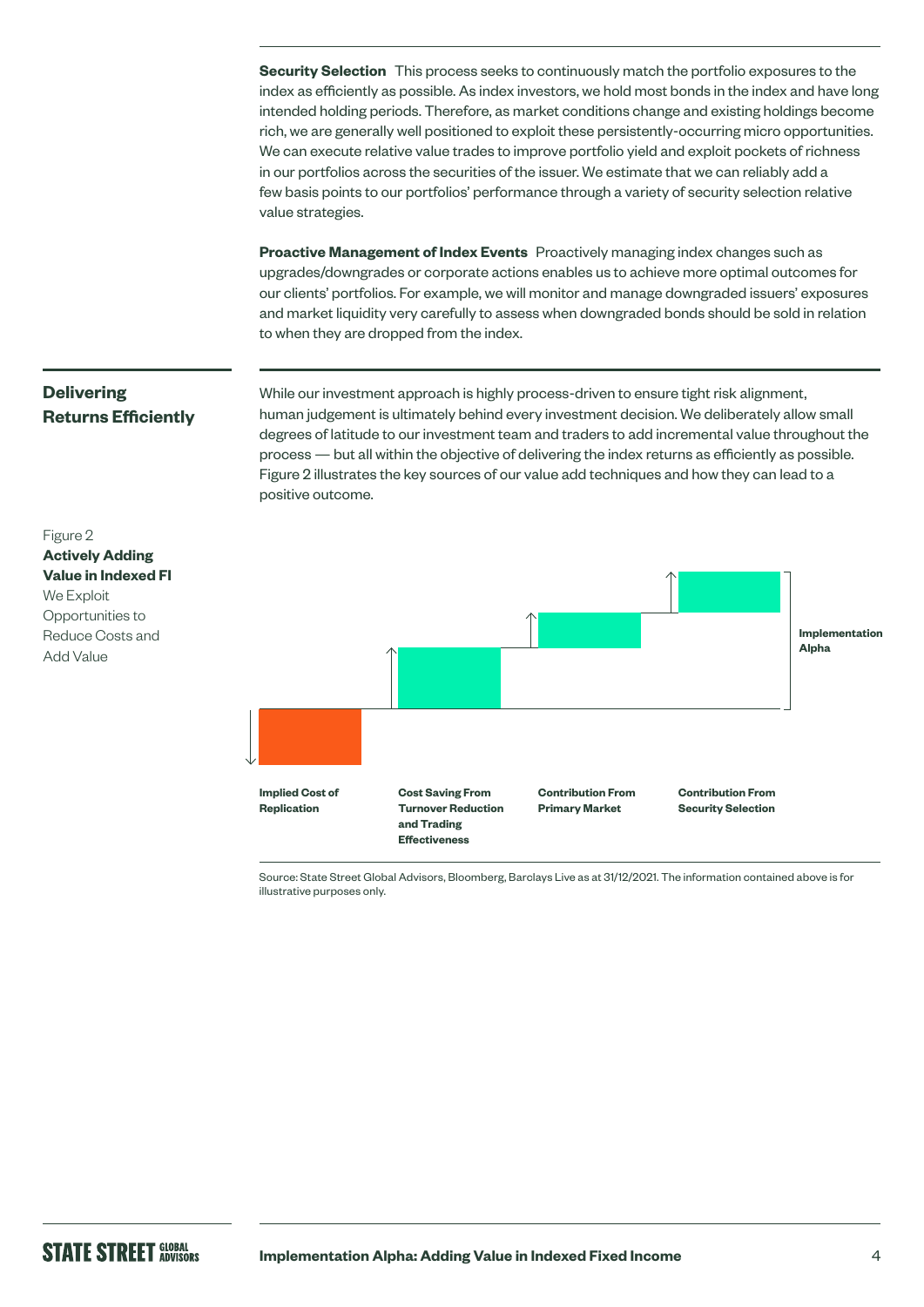**Security Selection** This process seeks to continuously match the portfolio exposures to the index as efficiently as possible. As index investors, we hold most bonds in the index and have long intended holding periods. Therefore, as market conditions change and existing holdings become rich, we are generally well positioned to exploit these persistently-occurring micro opportunities. We can execute relative value trades to improve portfolio yield and exploit pockets of richness in our portfolios across the securities of the issuer. We estimate that we can reliably add a few basis points to our portfolios' performance through a variety of security selection relative value strategies.

**Proactive Management of Index Events** Proactively managing index changes such as upgrades/downgrades or corporate actions enables us to achieve more optimal outcomes for our clients' portfolios. For example, we will monitor and manage downgraded issuers' exposures and market liquidity very carefully to assess when downgraded bonds should be sold in relation to when they are dropped from the index.

## Delivering Returns Efficiently

While our investment approach is highly process-driven to ensure tight risk alignment, human judgement is ultimately behind every investment decision. We deliberately allow small degrees of latitude to our investment team and traders to add incremental value throughout the process — but all within the objective of delivering the index returns as efficiently as possible. Figure 2 illustrates the key sources of our value add techniques and how they can lead to a positive outcome.

Figure 2
**Actively Adding Value in Indexed FI**
We Exploit Opportunities to Reduce Costs and Add Value

Implied Cost of Replication
Cost Saving From Turnover Reduction and Trading Effectiveness
Contribution From Primary Market
Contribution From Security Selection
Implementation Alpha

Source: State Street Global Advisors, Bloomberg, Barclays Live as at 31/12/2021. The information contained above is for illustrative purposes only.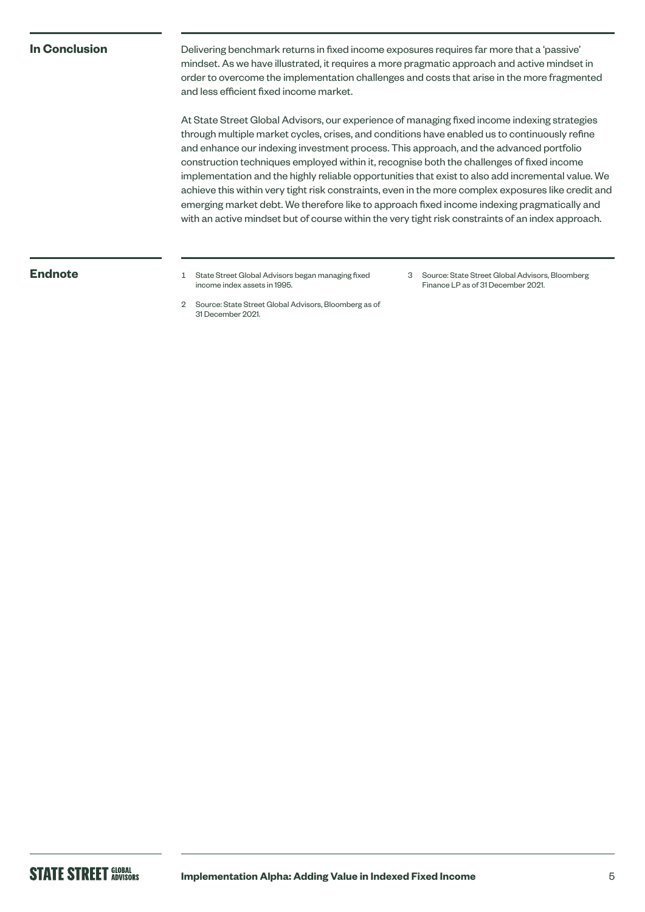## In Conclusion

Delivering benchmark returns in fixed income exposures requires far more that a 'passive' mindset. As we have illustrated, it requires a more pragmatic approach and active mindset in order to overcome the implementation challenges and costs that arise in the more fragmented and less efficient fixed income market.

At State Street Global Advisors, our experience of managing fixed income indexing strategies through multiple market cycles, crises, and conditions have enabled us to continuously refine and enhance our indexing investment process. This approach, and the advanced portfolio construction techniques employed within it, recognise both the challenges of fixed income implementation and the highly reliable opportunities that exist to also add incremental value. We achieve this within very tight risk constraints, even in the more complex exposures like credit and emerging market debt. We therefore like to approach fixed income indexing pragmatically and with an active mindset but of course within the very tight risk constraints of an index approach.

## Endnote

1. State Street Global Advisors began managing fixed income index assets in 1995.
2. Source: State Street Global Advisors, Bloomberg as of 31 December 2021.
3. Source: State Street Global Advisors, Bloomberg Finance LP as of 31 December 2021.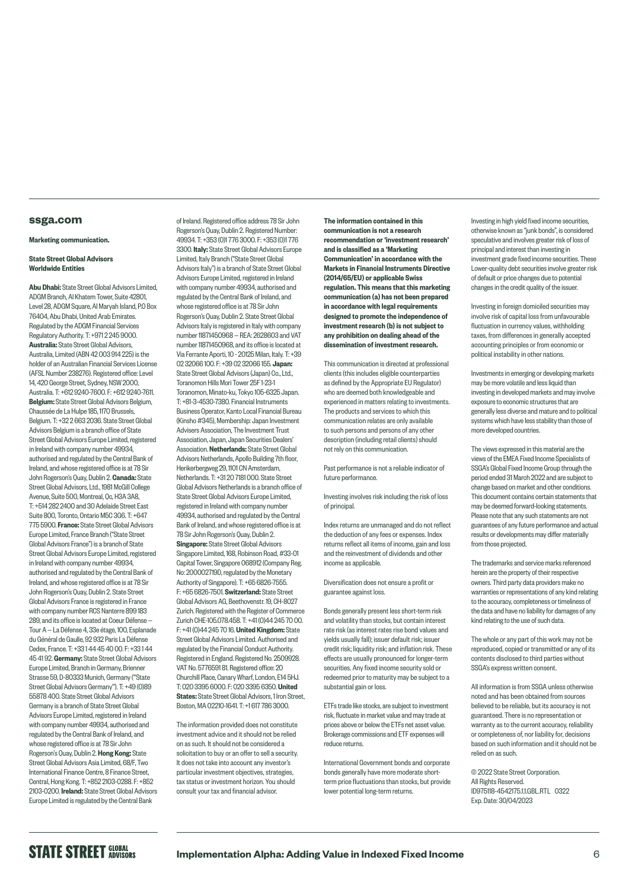**ssga.com**

**Marketing communication.**

**State Street Global Advisors Worldwide Entities**

**Abu Dhabi:** State Street Global Advisors Limited, ADGM Branch, Al Khatem Tower, Suite 42801, Level 28, ADGM Square, Al Maryah Island, P.O Box 76404, Abu Dhabi, United Arab Emirates. Regulated by the ADGM Financial Services Regulatory Authority. T: +971 2 245 9000. **Australia:** State Street Global Advisors, Australia, Limited (ABN 42 003 914 225) is the holder of an Australian Financial Services License (AFSL Number 238276). Registered office: Level 14, 420 George Street, Sydney, NSW 2000, Australia. T: +612 9240-7600. F: +612 9240-7611. **Belgium:** State Street Global Advisors Belgium, Chaussée de La Hulpe 185, 1170 Brussels, Belgium. T: +32 2 663 2036. State Street Global Advisors Belgium is a branch office of State Street Global Advisors Europe Limited, registered in Ireland with company number 49934, authorised and regulated by the Central Bank of Ireland, and whose registered office is at 78 Sir John Rogerson's Quay, Dublin 2. **Canada:** State Street Global Advisors, Ltd., 1981 McGill College Avenue, Suite 500, Montreal, Qc, H3A 3A8, T: +514 282 2400 and 30 Adelaide Street East Suite 800, Toronto, Ontario M5C 3G6. T: +647 775 5900. **France:** State Street Global Advisors Europe Limited, France Branch ("State Street Global Advisors France") is a branch of State Street Global Advisors Europe Limited, registered in Ireland with company number 49934, authorised and regulated by the Central Bank of Ireland, and whose registered office is at 78 Sir John Rogerson's Quay, Dublin 2. State Street Global Advisors France is registered in France with company number RCS Nanterre 899 183 289, and its office is located at Coeur Défense — Tour A — La Défense 4, 33e étage, 100, Esplanade du Général de Gaulle, 92 932 Paris La Défense Cedex, France. T: +33 1 44 45 40 00. F: +33 1 44 45 41 92. **Germany:** State Street Global Advisors Europe Limited, Branch in Germany, Brienner Strasse 59, D-80333 Munich, Germany ("State Street Global Advisors Germany"). T: +49 (0)89 55878 400. State Street Global Advisors Germany is a branch of State Street Global Advisors Europe Limited, registered in Ireland with company number 49934, authorised and regulated by the Central Bank of Ireland, and whose registered office is at 78 Sir John Rogerson's Quay, Dublin 2. **Hong Kong:** State Street Global Advisors Asia Limited, 68/F, Two International Finance Centre, 8 Finance Street, Central, Hong Kong. T: +852 2103-0288. F: +852 2103-0200. **Ireland:** State Street Global Advisors Europe Limited is regulated by the Central Bank of Ireland. Registered office address 78 Sir John Rogerson's Quay, Dublin 2. Registered Number: 49934. T: +353 (0)1 776 3000. F: +353 (0)1 776 3300. **Italy:** State Street Global Advisors Europe Limited, Italy Branch ("State Street Global Advisors Italy") is a branch of State Street Global Advisors Europe Limited, registered in Ireland with company number 49934, authorised and regulated by the Central Bank of Ireland, and whose registered office is at 78 Sir John Rogerson's Quay, Dublin 2. State Street Global Advisors Italy is registered in Italy with company number 11871450968 — REA: 2628603 and VAT number 11871450968, and its office is located at Via Ferrante Aporti, 10 - 20125 Milan, Italy. T: +39 02 32066 100. F: +39 02 32066 155. **Japan:** State Street Global Advisors (Japan) Co., Ltd., Toranomon Hills Mori Tower 25F 1-23-1 Toranomon, Minato-ku, Tokyo 105-6325 Japan. T: +81-3-4530-7380. Financial Instruments Business Operator, Kanto Local Financial Bureau (Kinsho #345), Membership: Japan Investment Advisers Association, The Investment Trust Association, Japan, Japan Securities Dealers' Association. **Netherlands:** State Street Global Advisors Netherlands, Apollo Building 7th floor, Herikerbergweg 29, 1101 CN Amsterdam, Netherlands. T: +31 20 7181 000. State Street Global Advisors Netherlands is a branch office of State Street Global Advisors Europe Limited, registered in Ireland with company number 49934, authorised and regulated by the Central Bank of Ireland, and whose registered office is at 78 Sir John Rogerson's Quay, Dublin 2. **Singapore:** State Street Global Advisors Singapore Limited, 168, Robinson Road, #33-01 Capital Tower, Singapore 068912 (Company Reg. No: 200002719D, regulated by the Monetary Authority of Singapore). T: +65 6826-7555. F: +65 6826-7501. **Switzerland:** State Street Global Advisors AG, Beethovenstr. 19, CH-8027 Zurich. Registered with the Register of Commerce Zurich CHE-105.078.458. T: +41 (0)44 245 70 00. F: +41 (0)44 245 70 16. **United Kingdom:** State Street Global Advisors Limited. Authorised and regulated by the Financial Conduct Authority. Registered in England. Registered No. 2509928. VAT No. 5776591 81. Registered office: 20 Churchill Place, Canary Wharf, London, E14 5HJ. T: 020 3395 6000. F: 020 3395 6350. **United States:** State Street Global Advisors, 1 Iron Street, Boston, MA 02210-1641. T: +1 617 786 3000.

The information provided does not constitute investment advice and it should not be relied on as such. It should not be considered a solicitation to buy or an offer to sell a security. It does not take into account any investor's particular investment objectives, strategies, tax status or investment horizon. You should consult your tax and financial advisor.

**The information contained in this communication is not a research recommendation or 'investment research' and is classified as a 'Marketing Communication' in accordance with the Markets in Financial Instruments Directive (2014/65/EU) or applicable Swiss regulation. This means that this marketing communication (a) has not been prepared in accordance with legal requirements designed to promote the independence of investment research (b) is not subject to any prohibition on dealing ahead of the dissemination of investment research.**

This communication is directed at professional clients (this includes eligible counterparties as defined by the Appropriate EU Regulator) who are deemed both knowledgeable and experienced in matters relating to investments. The products and services to which this communication relates are only available to such persons and persons of any other description (including retail clients) should not rely on this communication.

Past performance is not a reliable indicator of future performance.

Investing involves risk including the risk of loss of principal.

Index returns are unmanaged and do not reflect the deduction of any fees or expenses. Index returns reflect all items of income, gain and loss and the reinvestment of dividends and other income as applicable.

Diversification does not ensure a profit or guarantee against loss.

Bonds generally present less short-term risk and volatility than stocks, but contain interest rate risk (as interest rates rise bond values and yields usually fall); issuer default risk; issuer credit risk; liquidity risk; and inflation risk. These effects are usually pronounced for longer-term securities. Any fixed income security sold or redeemed prior to maturity may be subject to a substantial gain or loss.

ETFs trade like stocks, are subject to investment risk, fluctuate in market value and may trade at prices above or below the ETFs net asset value. Brokerage commissions and ETF expenses will reduce returns.

International Government bonds and corporate bonds generally have more moderate short-term price fluctuations than stocks, but provide lower potential long-term returns.

Investing in high yield fixed income securities, otherwise known as "junk bonds", is considered speculative and involves greater risk of loss of principal and interest than investing in investment grade fixed income securities. These Lower-quality debt securities involve greater risk of default or price changes due to potential changes in the credit quality of the issuer.

Investing in foreign domiciled securities may involve risk of capital loss from unfavourable fluctuation in currency values, withholding taxes, from differences in generally accepted accounting principles or from economic or political instability in other nations.

Investments in emerging or developing markets may be more volatile and less liquid than investing in developed markets and may involve exposure to economic structures that are generally less diverse and mature and to political systems which have less stability than those of more developed countries.

The views expressed in this material are the views of the EMEA Fixed Income Specialists of SSGA's Global Fixed Income Group through the period ended 31 March 2022 and are subject to change based on market and other conditions. This document contains certain statements that may be deemed forward-looking statements. Please note that any such statements are not guarantees of any future performance and actual results or developments may differ materially from those projected.

The trademarks and service marks referenced herein are the property of their respective owners. Third party data providers make no warranties or representations of any kind relating to the accuracy, completeness or timeliness of the data and have no liability for damages of any kind relating to the use of such data.

The whole or any part of this work may not be reproduced, copied or transmitted or any of its contents disclosed to third parties without SSGA's express written consent.

All information is from SSGA unless otherwise noted and has been obtained from sources believed to be reliable, but its accuracy is not guaranteed. There is no representation or warranty as to the current accuracy, reliability or completeness of, nor liability for, decisions based on such information and it should not be relied on as such.

© 2022 State Street Corporation.
All Rights Reserved.
ID975118-4542175.1.1.GBL.RTL 0322
Exp. Date: 30/04/2023